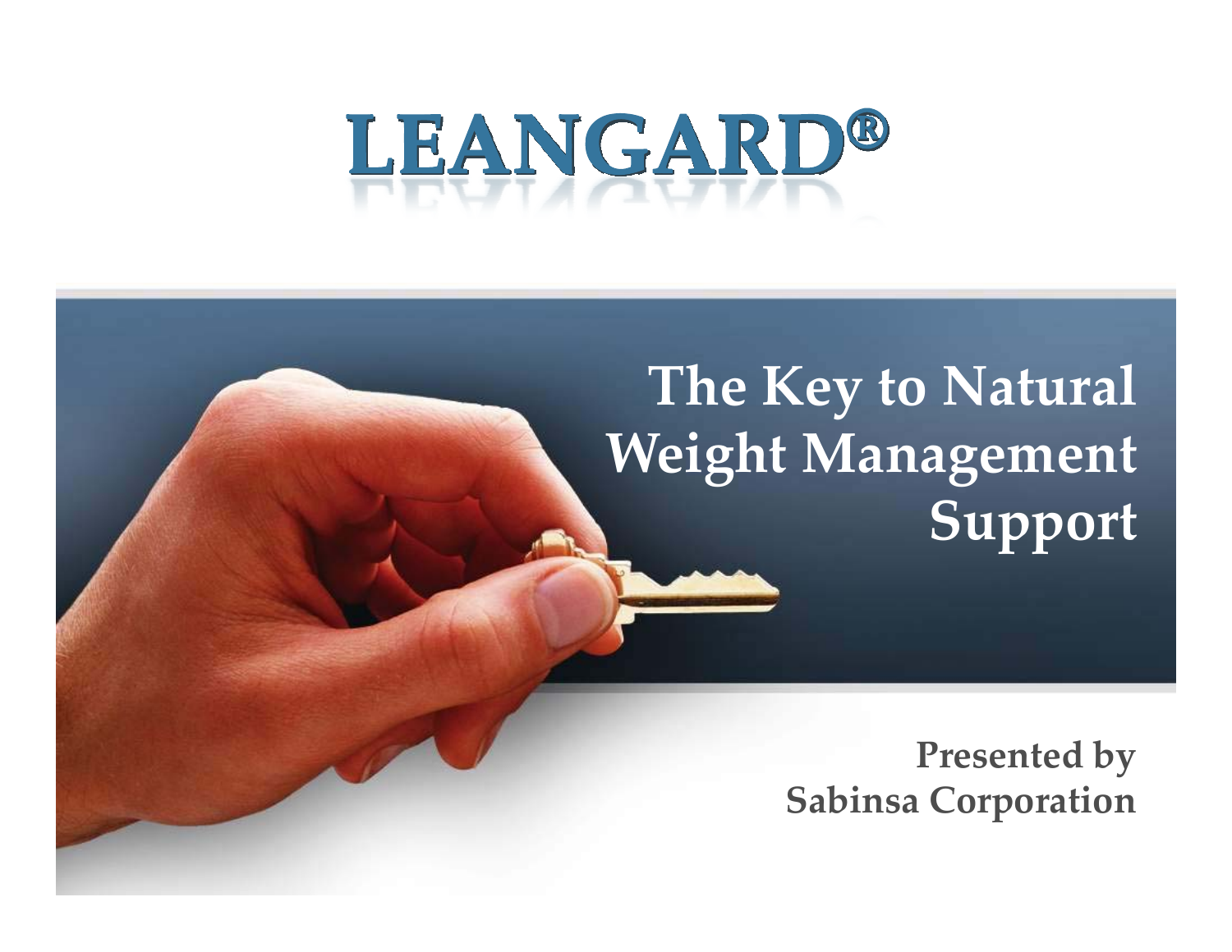# LEANGARD®

## The Key to Natural Weight Management Support

**Presented by Sabinsa Corporation**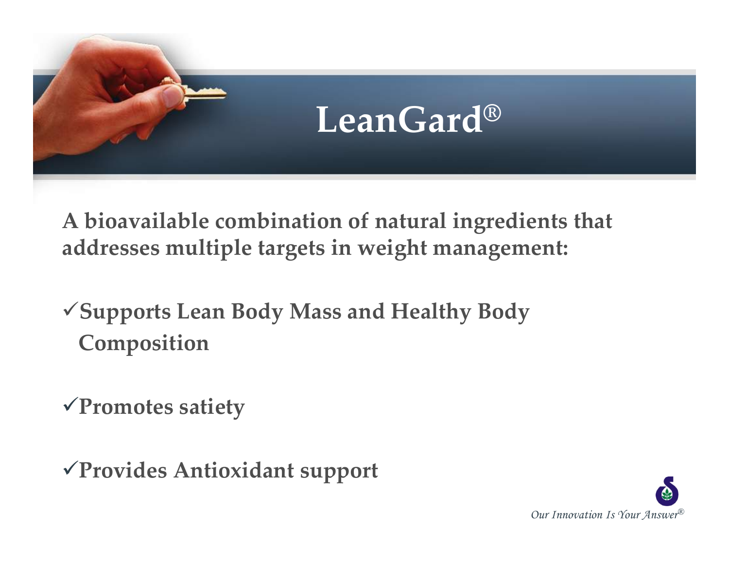# LeanGard®

**A bioavailable combination of natural ingredients that addresses multiple targets in weight management:**

- ✓ **Supports Lean Body Mass and Healthy Body Composition**
- ✓ **Promotes satiety**
- ✓ **Provides Antioxidant support**

*Our Innovation Is Your Answer®*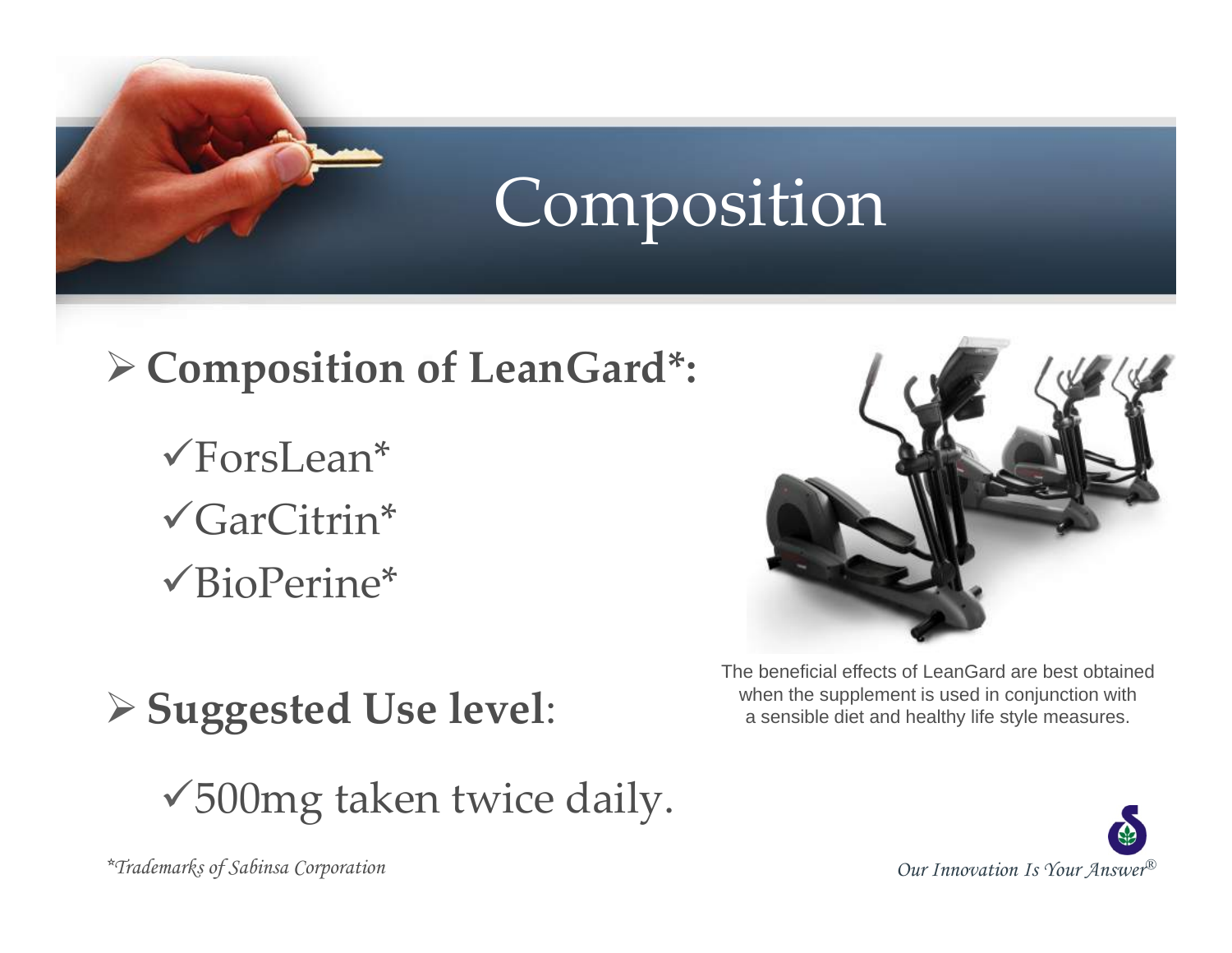# Composition

- **Composition of LeanGard*:**
  - ✓ForsLean*
  - ✓GarCitrin*
  - ✓BioPerine*

- **Suggested Use level**:
  - ✓500mg taken twice daily.

The beneficial effects of LeanGard are best obtained when the supplement is used in conjunction with a sensible diet and healthy life style measures.

*\*Trademarks of Sabinsa Corporation*

*Our Innovation Is Your Answer®*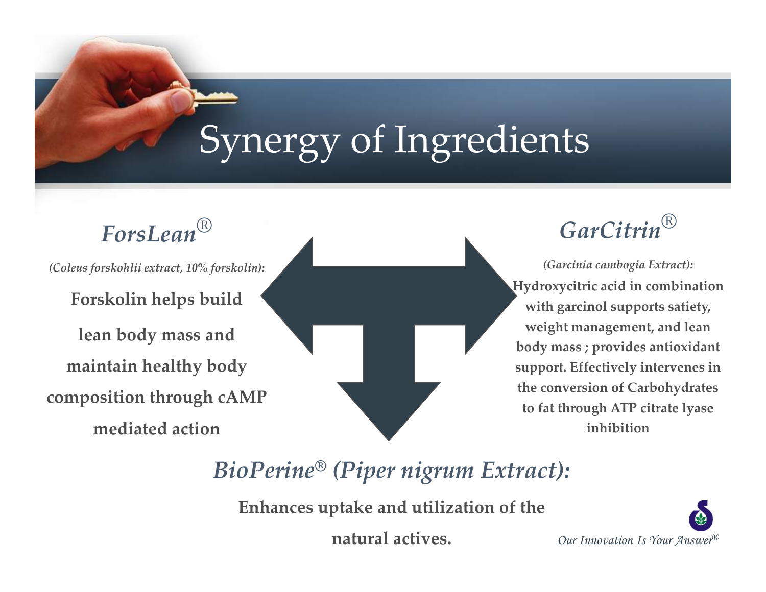# Synergy of Ingredients

## *ForsLean®*

*(Coleus forskohlii extract, 10% forskolin):*

**Forskolin helps build lean body mass and maintain healthy body composition through cAMP mediated action**

## *GarCitrin®*

*(Garcinia cambogia Extract):*

**Hydroxycitric acid in combination with garcinol supports satiety, weight management, and lean body mass ; provides antioxidant support. Effectively intervenes in the conversion of Carbohydrates to fat through ATP citrate lyase inhibition**

## *BioPerine® (Piper nigrum Extract):*

**Enhances uptake and utilization of the natural actives.**

*Our Innovation Is Your Answer®*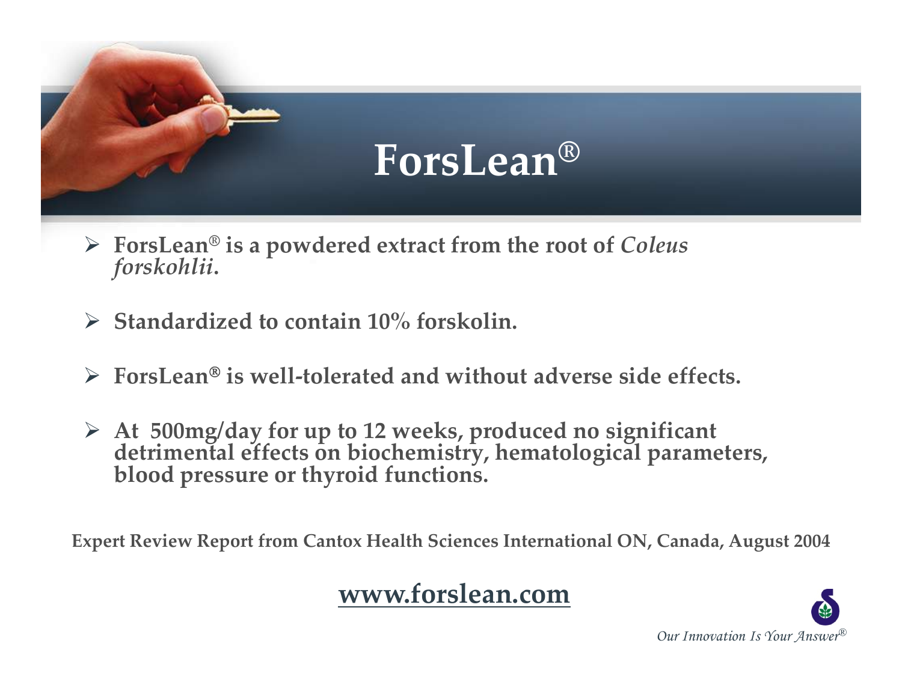# ForsLean®

- **ForsLean® is a powdered extract from the root of *Coleus forskohlii*.**
- **Standardized to contain 10% forskolin.**
- **ForsLean® is well-tolerated and without adverse side effects.**
- **At 500mg/day for up to 12 weeks, produced no significant detrimental effects on biochemistry, hematological parameters, blood pressure or thyroid functions.**

**Expert Review Report from Cantox Health Sciences International ON, Canada, August 2004**

**www.forslean.com**

*Our Innovation Is Your Answer®*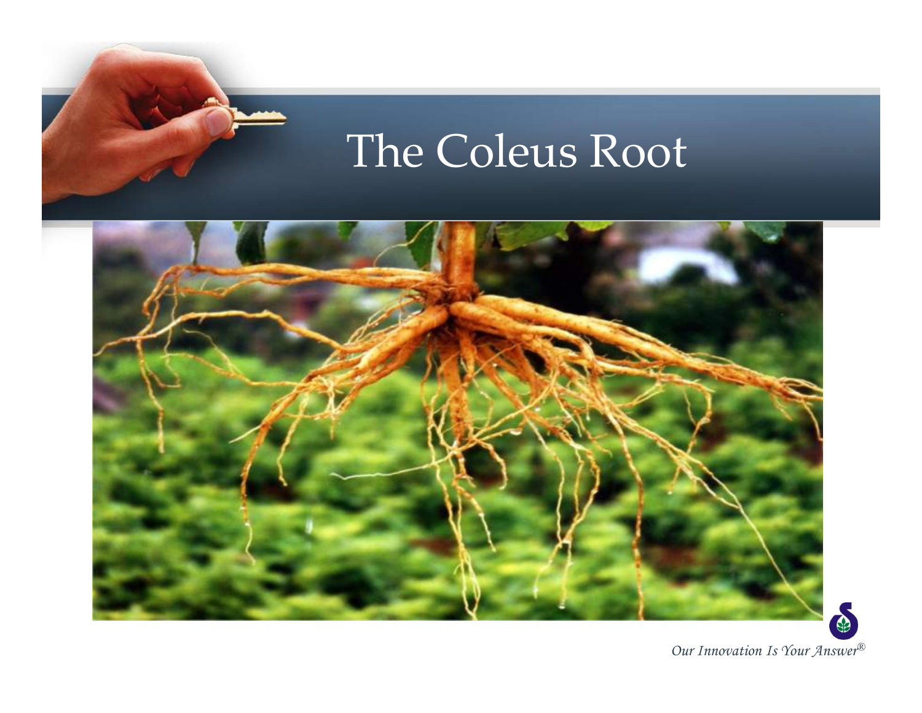# The Coleus Root

*Our Innovation Is Your Answer®*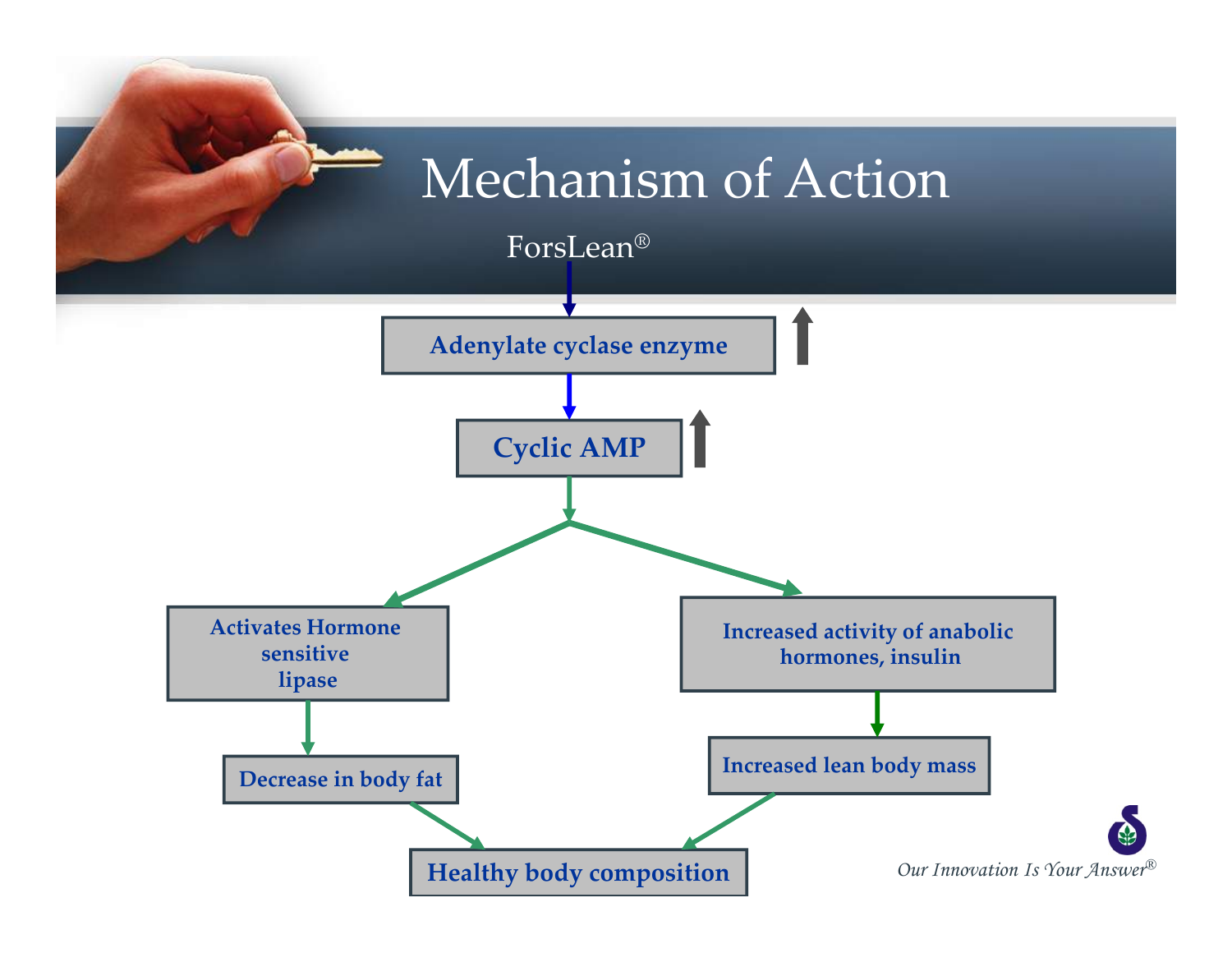# Mechanism of Action

ForsLean®

- Adenylate cyclase enzyme ↑
- Cyclic AMP ↑
  - Activates Hormone sensitive lipase → Decrease in body fat
  - Increased activity of anabolic hormones, insulin → Increased lean body mass
- Healthy body composition

*Our Innovation Is Your Answer®*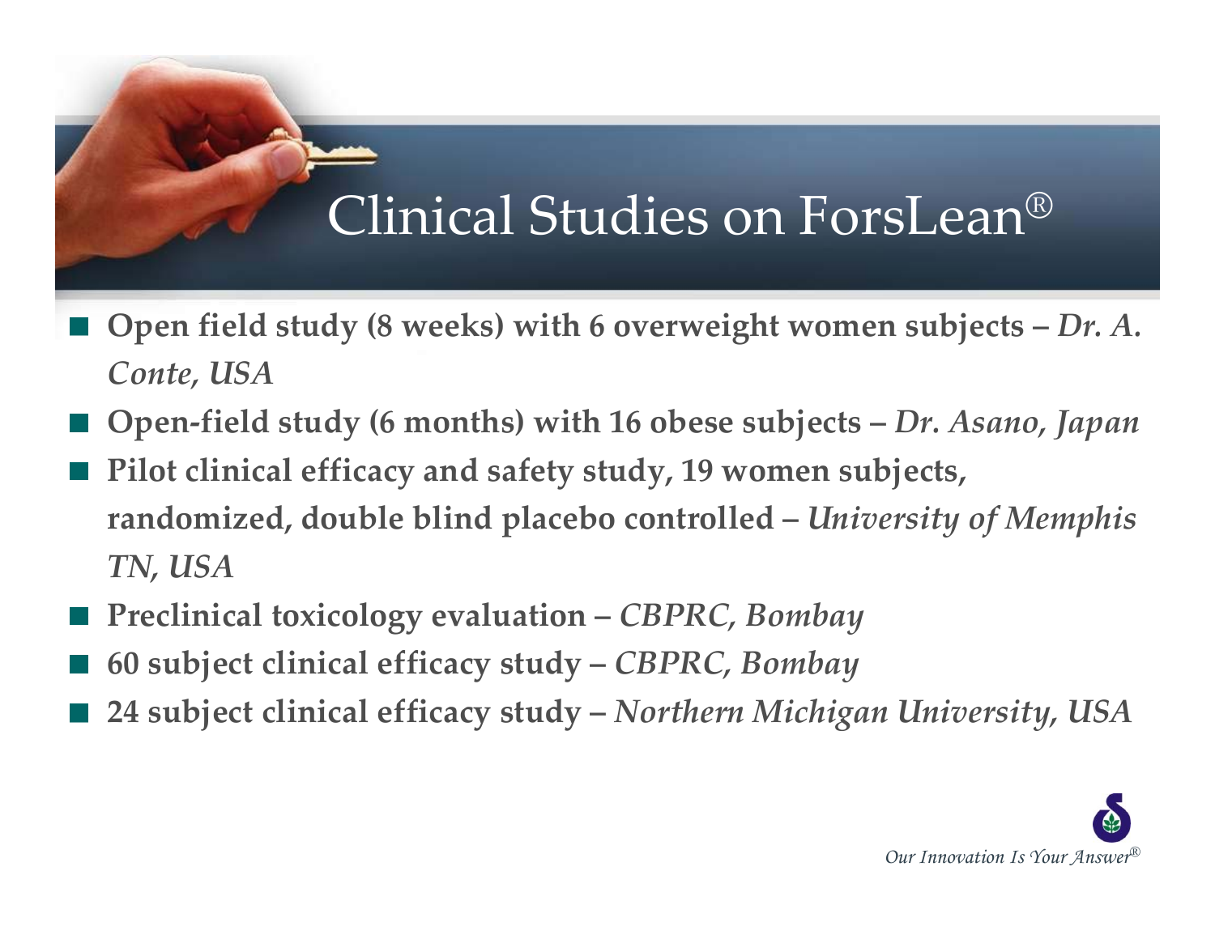# Clinical Studies on ForsLean®

- **Open field study (8 weeks) with 6 overweight women subjects –** *Dr. A. Conte, USA*
- **Open-field study (6 months) with 16 obese subjects –** *Dr. Asano, Japan*
- **Pilot clinical efficacy and safety study, 19 women subjects, randomized, double blind placebo controlled –** *University of Memphis TN, USA*
- **Preclinical toxicology evaluation –** *CBPRC, Bombay*
- **60 subject clinical efficacy study –** *CBPRC, Bombay*
- **24 subject clinical efficacy study –** *Northern Michigan University, USA*

*Our Innovation Is Your Answer®*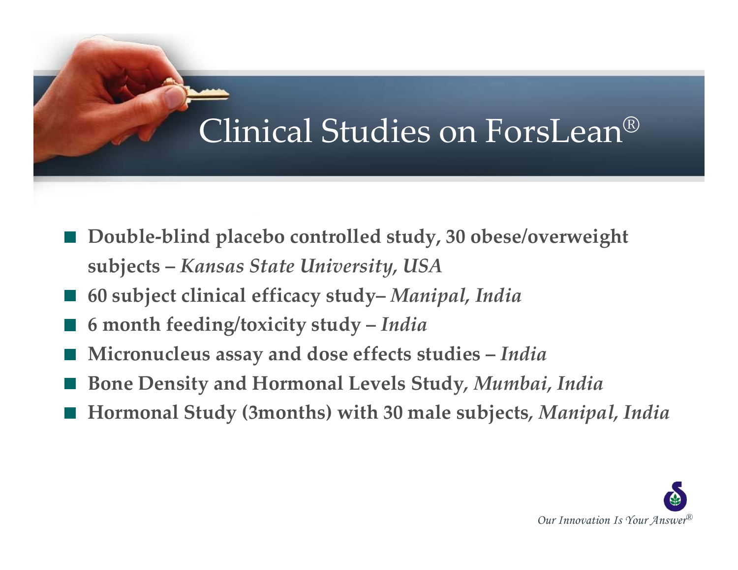# Clinical Studies on ForsLean®

- **Double-blind placebo controlled study, 30 obese/overweight subjects – *Kansas State University, USA***
- **60 subject clinical efficacy study– *Manipal, India***
- **6 month feeding/toxicity study – *India***
- **Micronucleus assay and dose effects studies – *India***
- **Bone Density and Hormonal Levels Study, *Mumbai, India***
- **Hormonal Study (3months) with 30 male subjects, *Manipal, India***

*Our Innovation Is Your Answer®*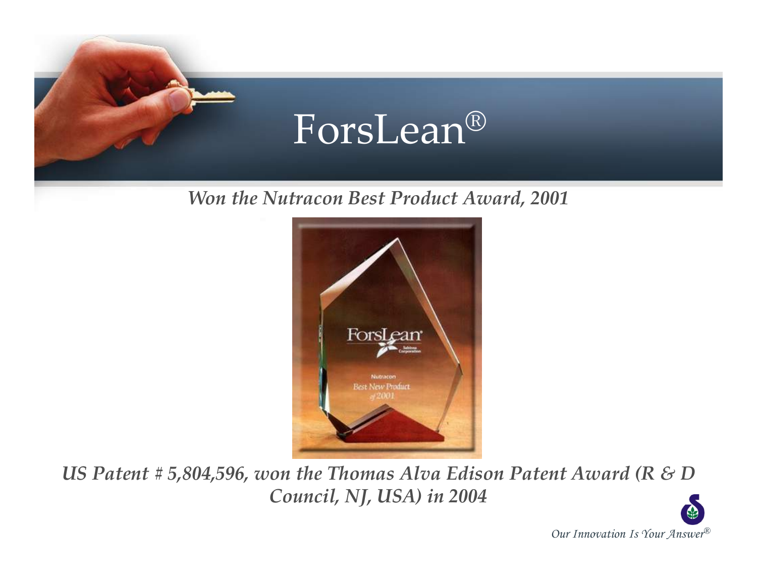# ForsLean®

*Won the Nutracon Best Product Award, 2001*

*US Patent # 5,804,596, won the Thomas Alva Edison Patent Award (R & D Council, NJ, USA) in 2004*

*Our Innovation Is Your Answer®*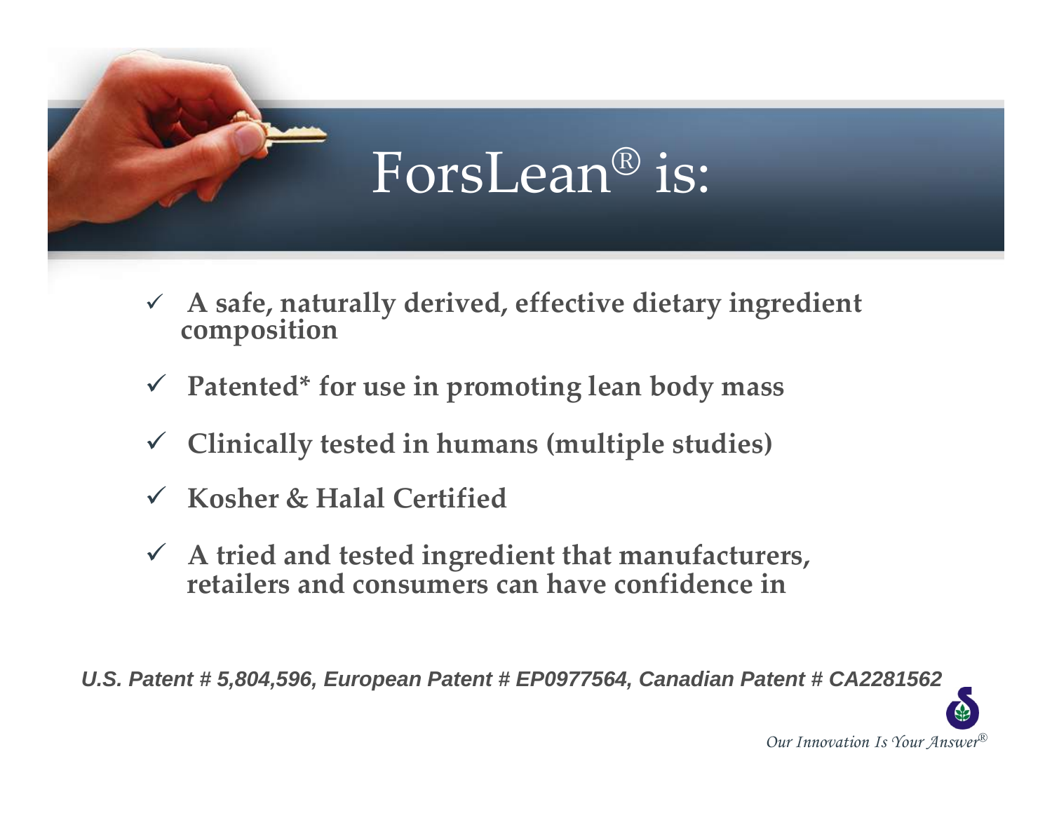# ForsLean® is:

- ✓ **A safe, naturally derived, effective dietary ingredient composition**
- ✓ **Patented* for use in promoting lean body mass**
- ✓ **Clinically tested in humans (multiple studies)**
- ✓ **Kosher & Halal Certified**
- ✓ **A tried and tested ingredient that manufacturers, retailers and consumers can have confidence in**

***U.S. Patent # 5,804,596, European Patent # EP0977564, Canadian Patent # CA2281562***

*Our Innovation Is Your Answer®*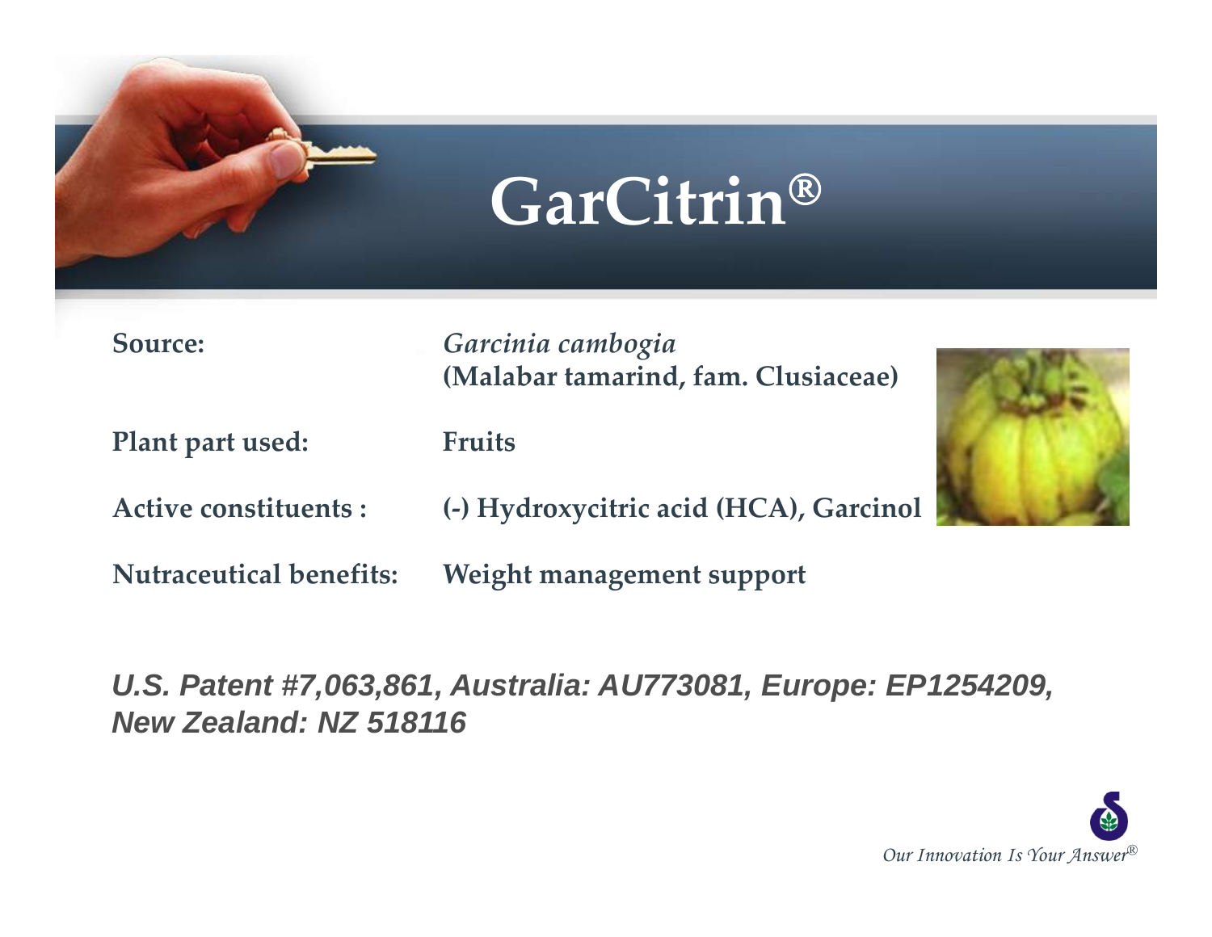# GarCitrin®

| | |
|---|---|
| **Source:** | *Garcinia cambogia* **(Malabar tamarind, fam. Clusiaceae)** |
| **Plant part used:** | **Fruits** |
| **Active constituents :** | **(-) Hydroxycitric acid (HCA), Garcinol** |
| **Nutraceutical benefits:** | **Weight management support** |

***U.S. Patent #7,063,861, Australia: AU773081, Europe: EP1254209, New Zealand: NZ 518116***

*Our Innovation Is Your Answer®*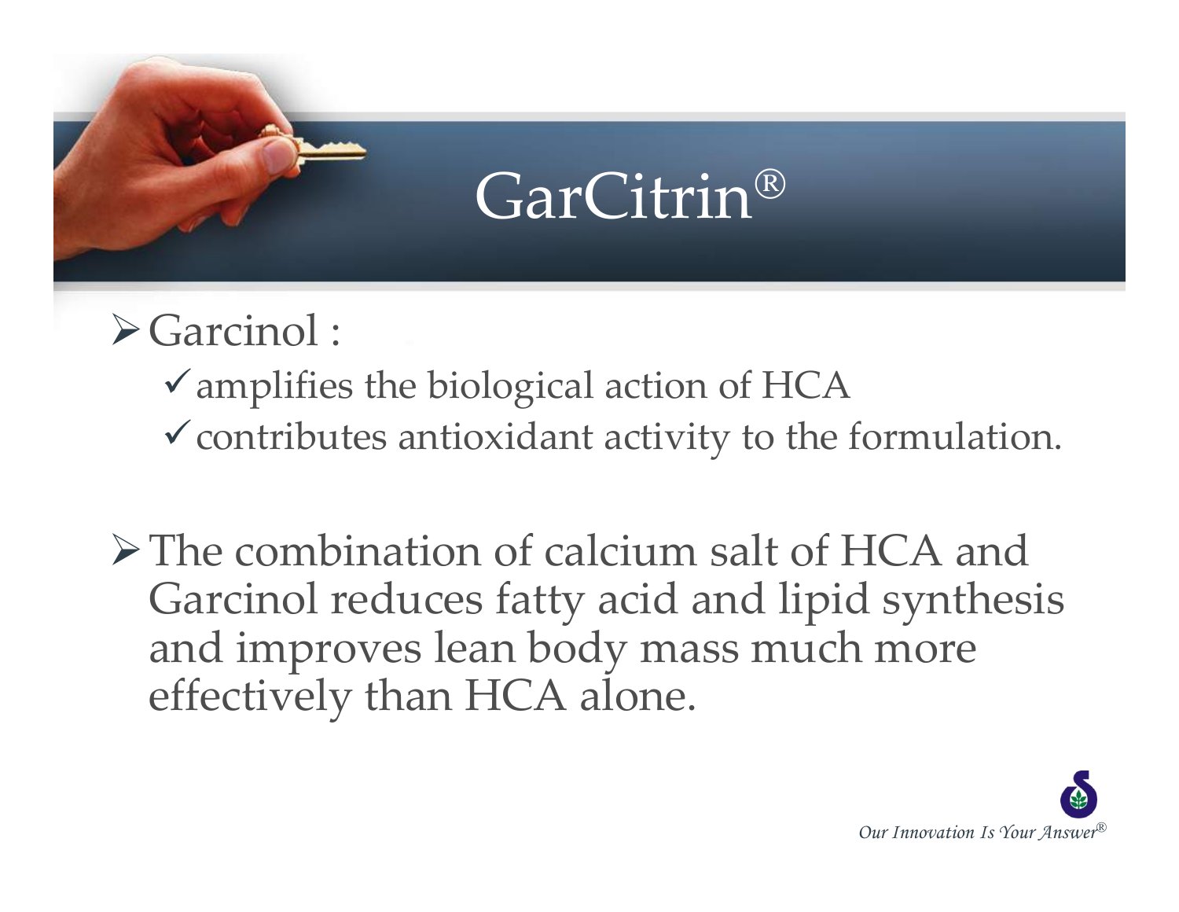# GarCitrin®

- Garcinol :
  - amplifies the biological action of HCA
  - contributes antioxidant activity to the formulation.

- The combination of calcium salt of HCA and Garcinol reduces fatty acid and lipid synthesis and improves lean body mass much more effectively than HCA alone.

*Our Innovation Is Your Answer®*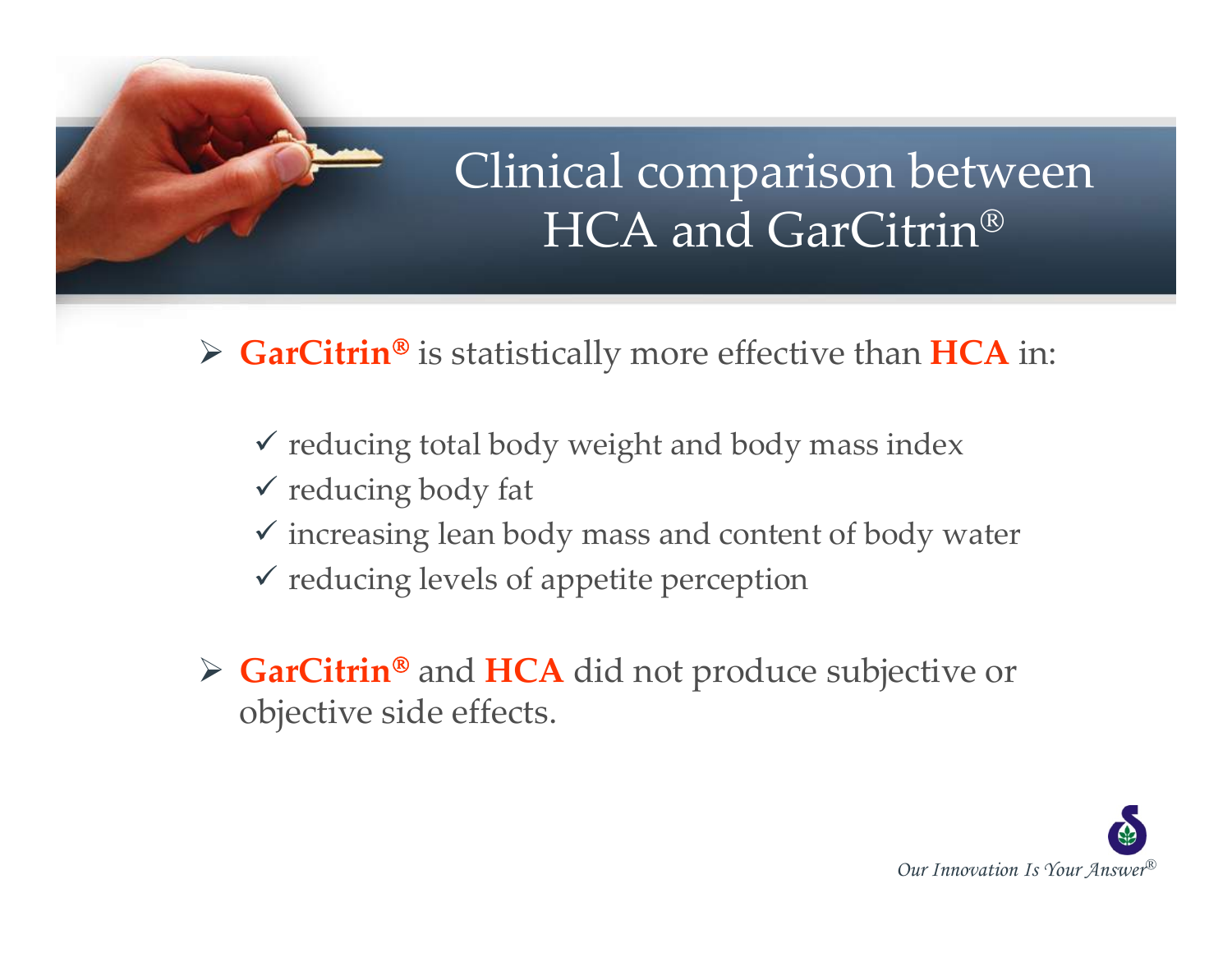# Clinical comparison between HCA and GarCitrin®

- **GarCitrin®** is statistically more effective than **HCA** in:
  - ✓ reducing total body weight and body mass index
  - ✓ reducing body fat
  - ✓ increasing lean body mass and content of body water
  - ✓ reducing levels of appetite perception

- **GarCitrin®** and **HCA** did not produce subjective or objective side effects.

*Our Innovation Is Your Answer®*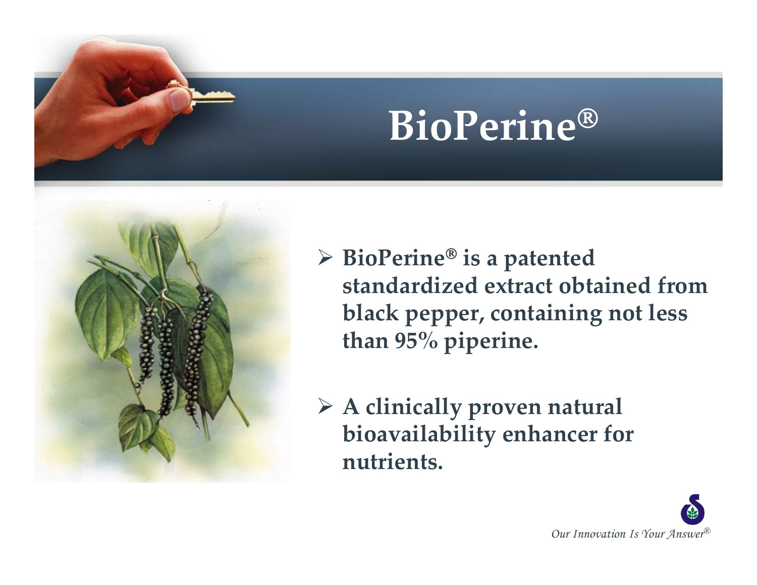# BioPerine®

- **BioPerine® is a patented standardized extract obtained from black pepper, containing not less than 95% piperine.**
- **A clinically proven natural bioavailability enhancer for nutrients.**

*Our Innovation Is Your Answer®*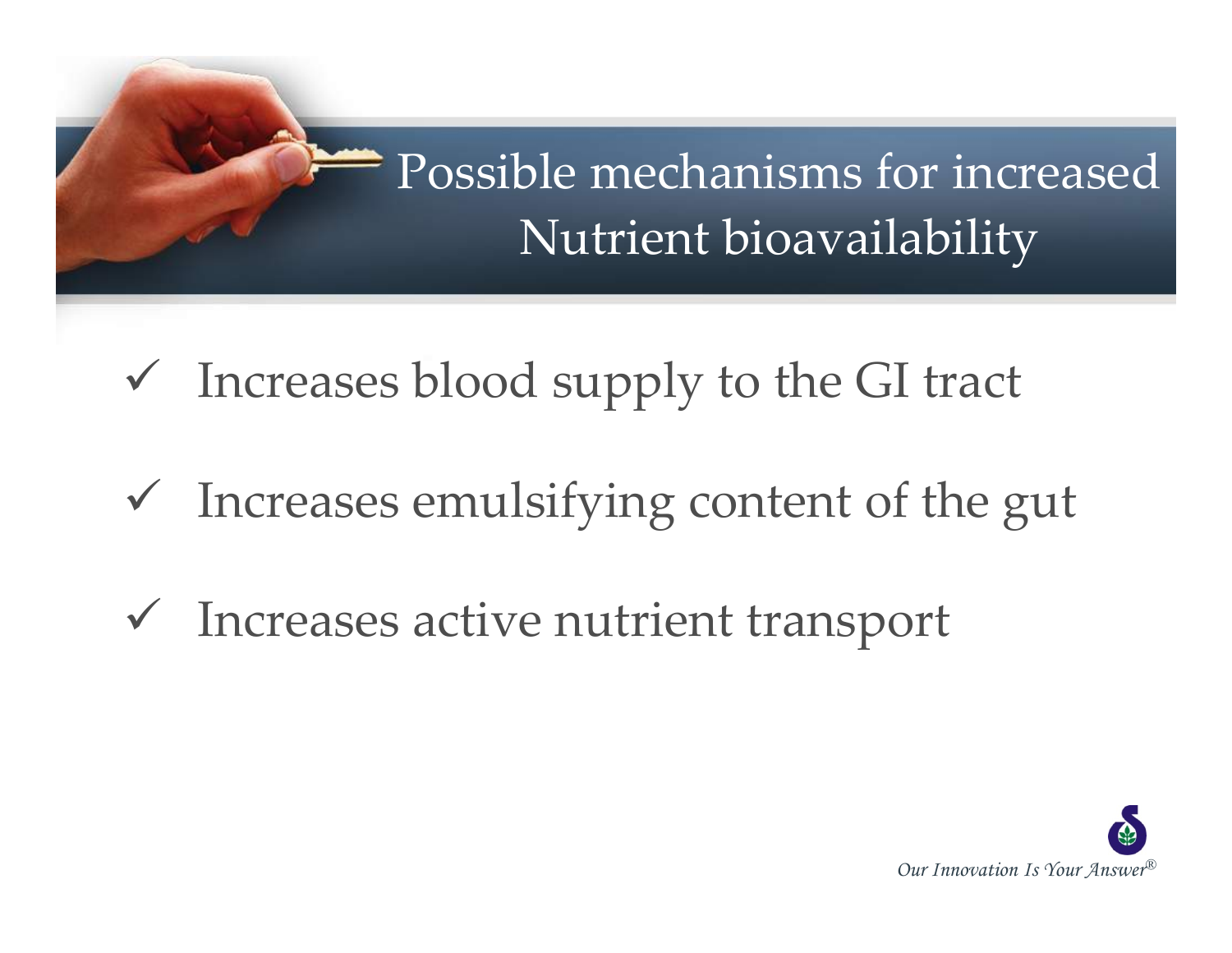# Possible mechanisms for increased Nutrient bioavailability

- ✓ Increases blood supply to the GI tract
- ✓ Increases emulsifying content of the gut
- ✓ Increases active nutrient transport

*Our Innovation Is Your Answer®*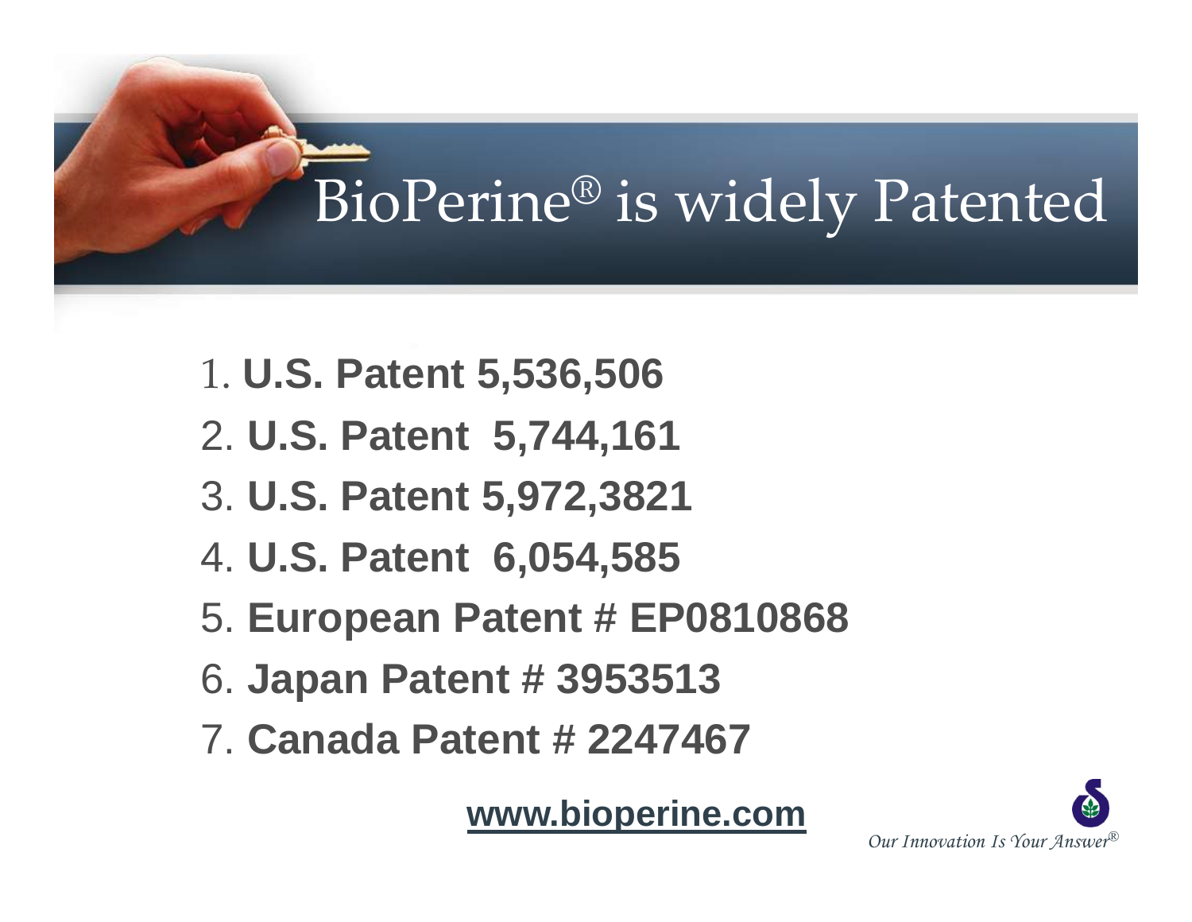# BioPerine® is widely Patented

1. **U.S. Patent 5,536,506**
2. **U.S. Patent 5,744,161**
3. **U.S. Patent 5,972,3821**
4. **U.S. Patent 6,054,585**
5. **European Patent # EP0810868**
6. **Japan Patent # 3953513**
7. **Canada Patent # 2247467**

**www.bioperine.com**

*Our Innovation Is Your Answer®*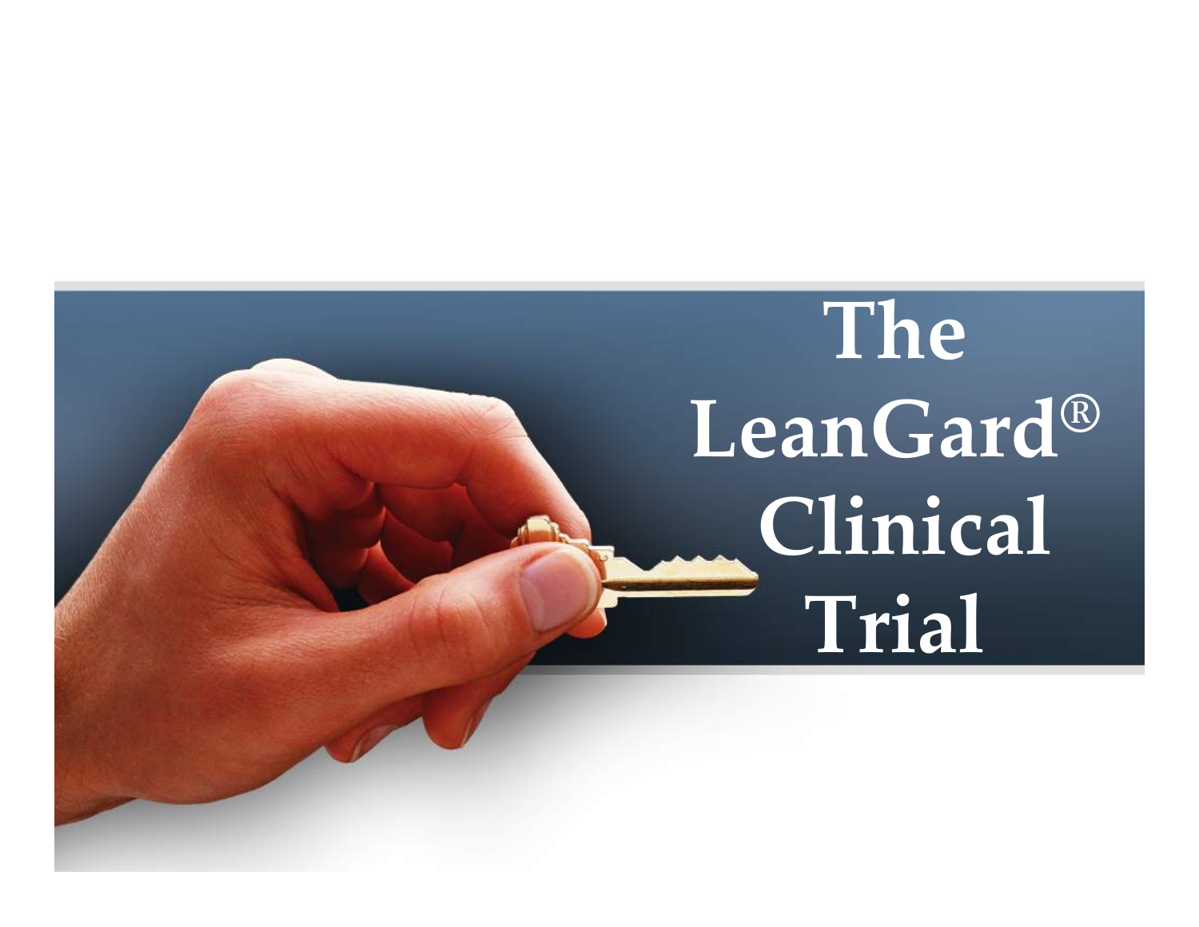# The LeanGard® Clinical Trial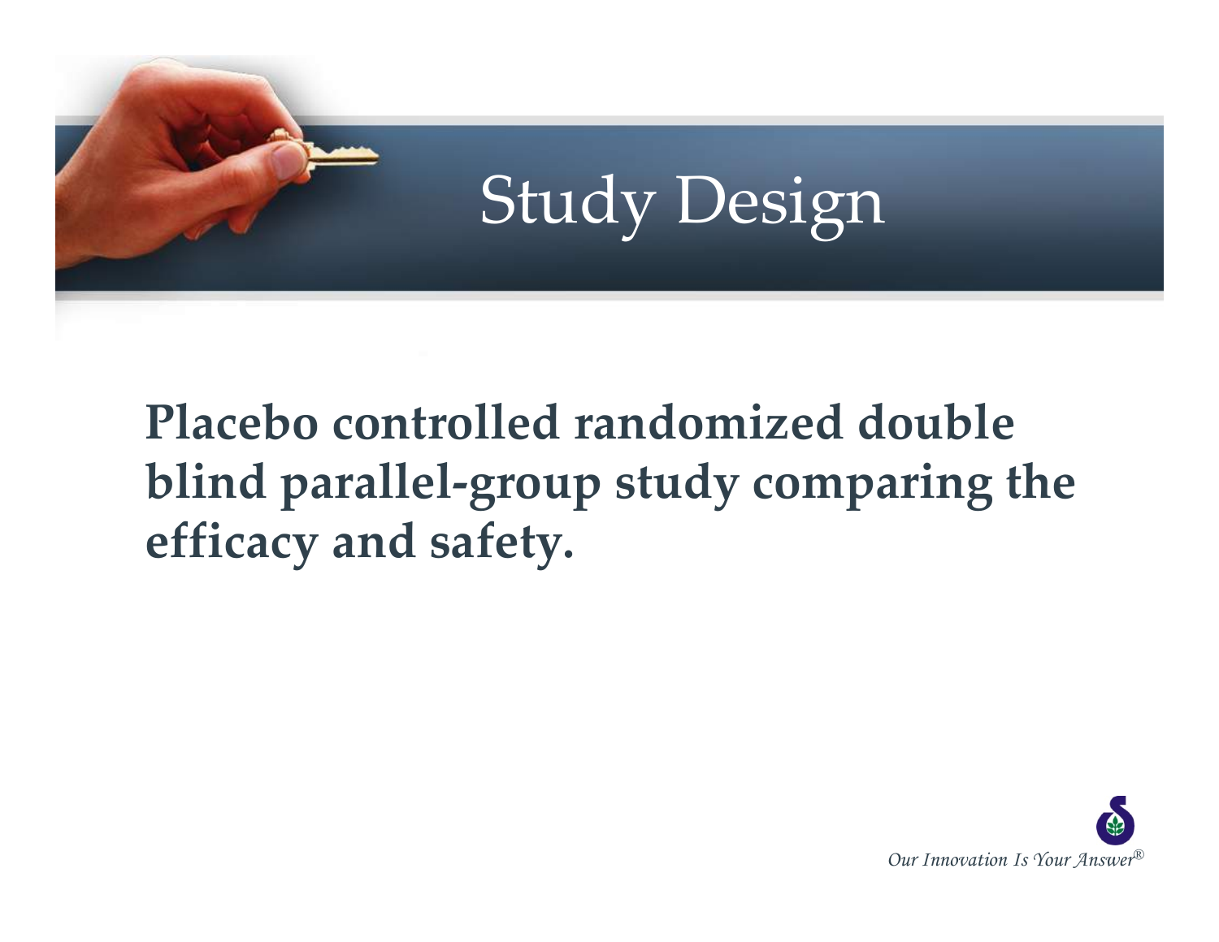# Study Design

**Placebo controlled randomized double blind parallel-group study comparing the efficacy and safety.**

*Our Innovation Is Your Answer®*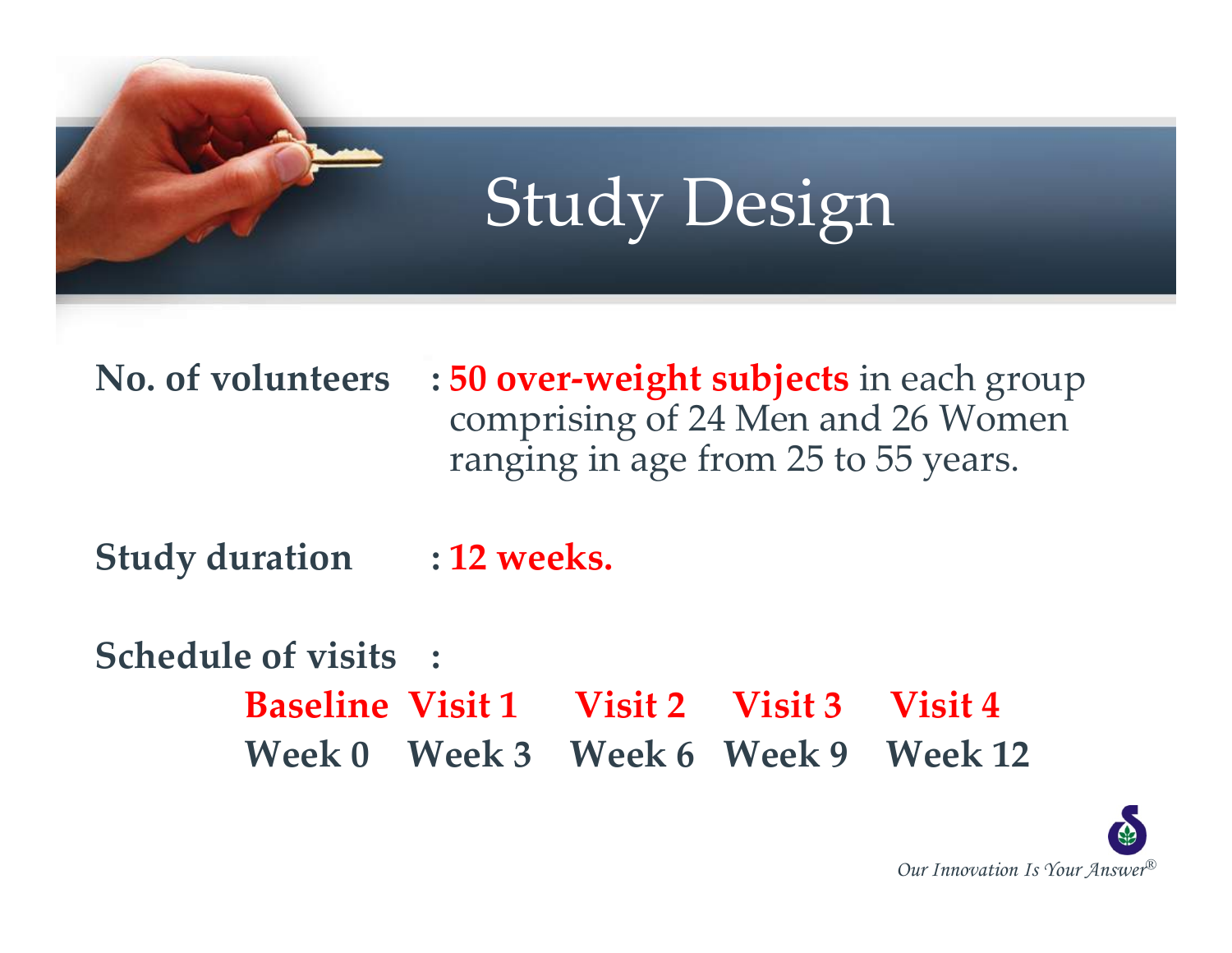# Study Design

**No. of volunteers** : **50 over-weight subjects** in each group comprising of 24 Men and 26 Women ranging in age from 25 to 55 years.

**Study duration** : **12 weeks.**

**Schedule of visits** :

| Baseline | Visit 1 | Visit 2 | Visit 3 | Visit 4 |
| --- | --- | --- | --- | --- |
| Week 0 | Week 3 | Week 6 | Week 9 | Week 12 |

*Our Innovation Is Your Answer®*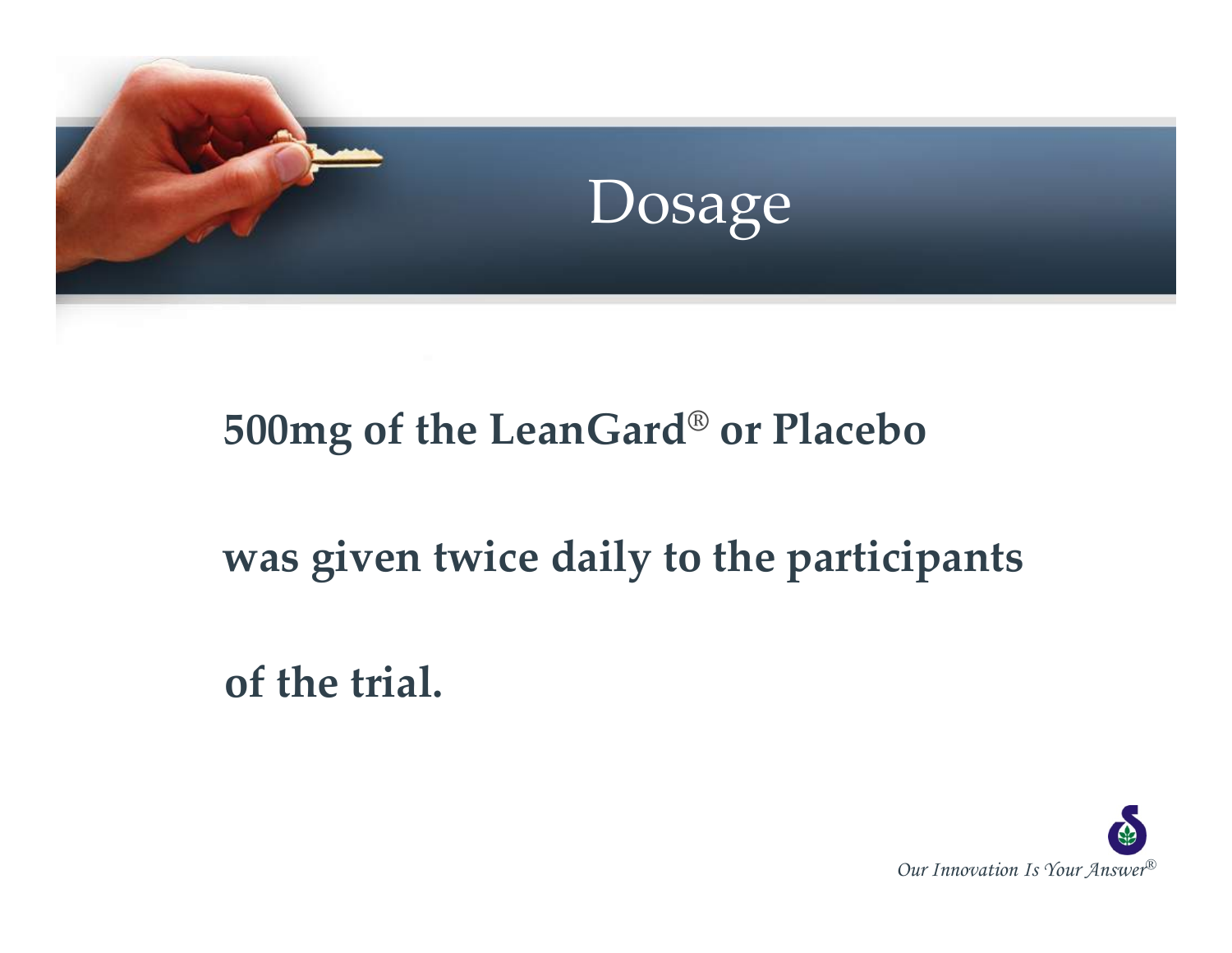# Dosage

**500mg of the LeanGard® or Placebo was given twice daily to the participants of the trial.**

*Our Innovation Is Your Answer®*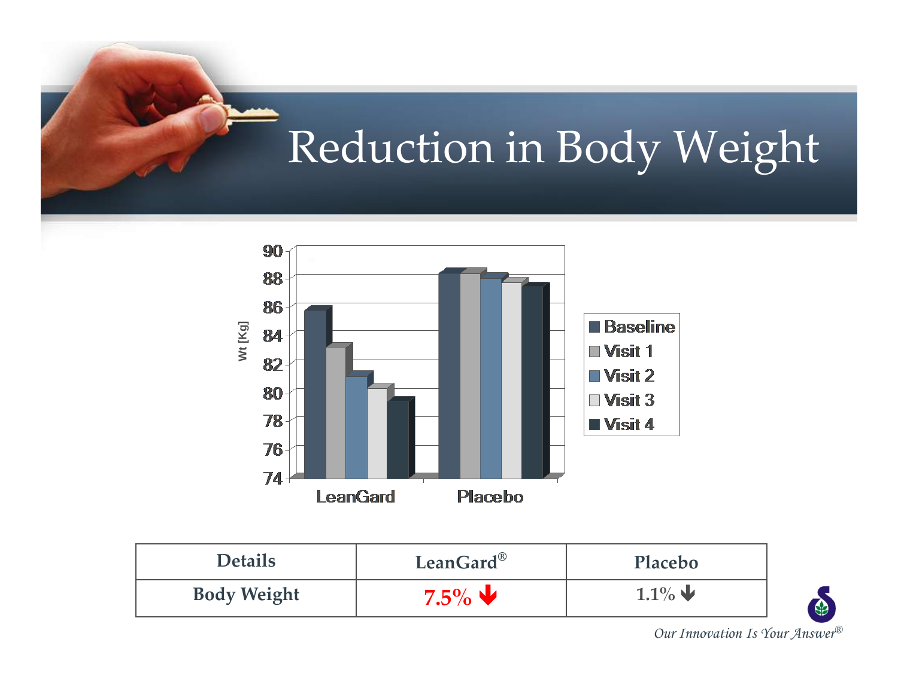# Reduction in Body Weight

| Details | LeanGard® | Placebo |
| --- | --- | --- |
| Body Weight | 7.5% ↓ | 1.1% ↓ |

*Our Innovation Is Your Answer®*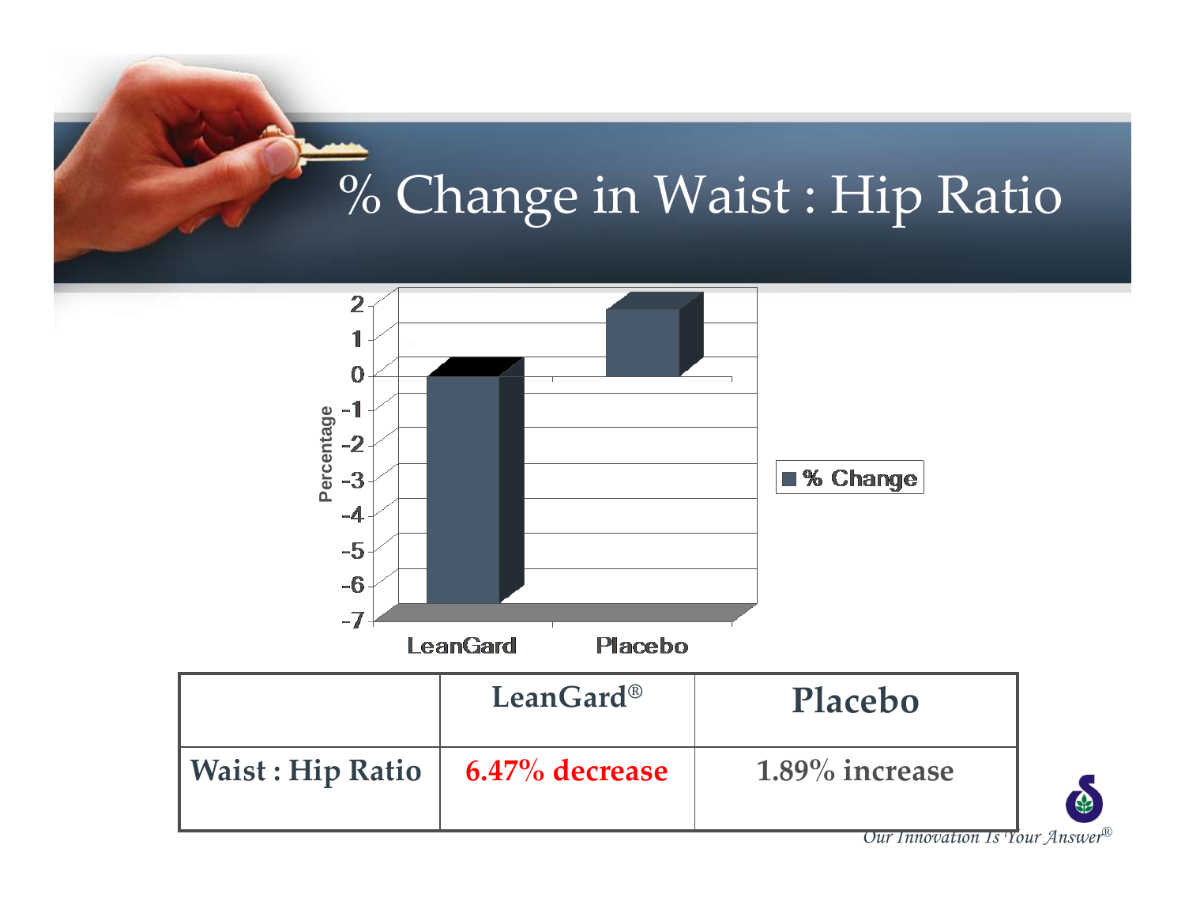# % Change in Waist : Hip Ratio

| | LeanGard® | Placebo |
|---|---|---|
| Waist : Hip Ratio | 6.47% decrease | 1.89% increase |

*Our Innovation Is Your Answer®*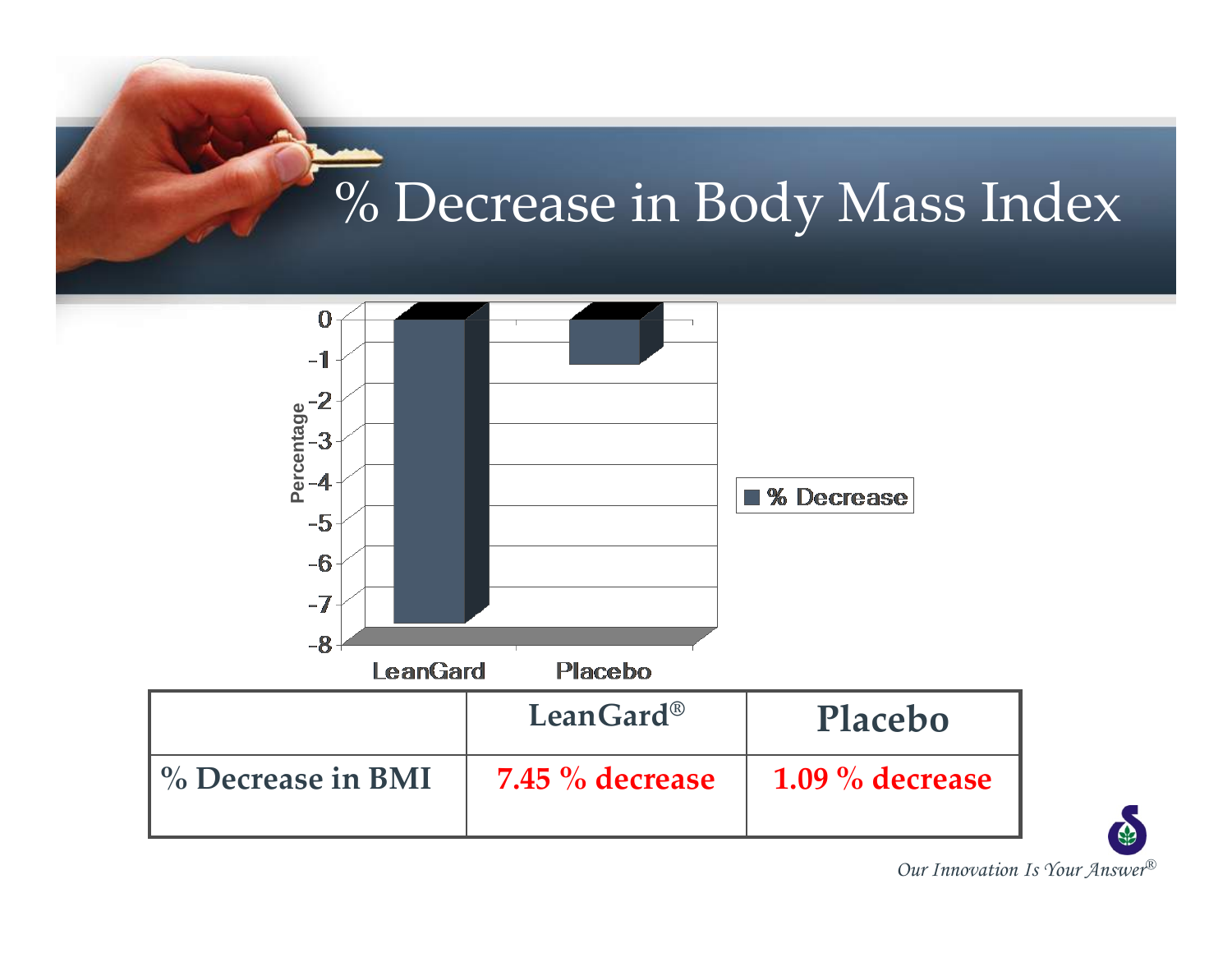# % Decrease in Body Mass Index

| | LeanGard® | Placebo |
|---|---|---|
| % Decrease in BMI | 7.45 % decrease | 1.09 % decrease |

*Our Innovation Is Your Answer®*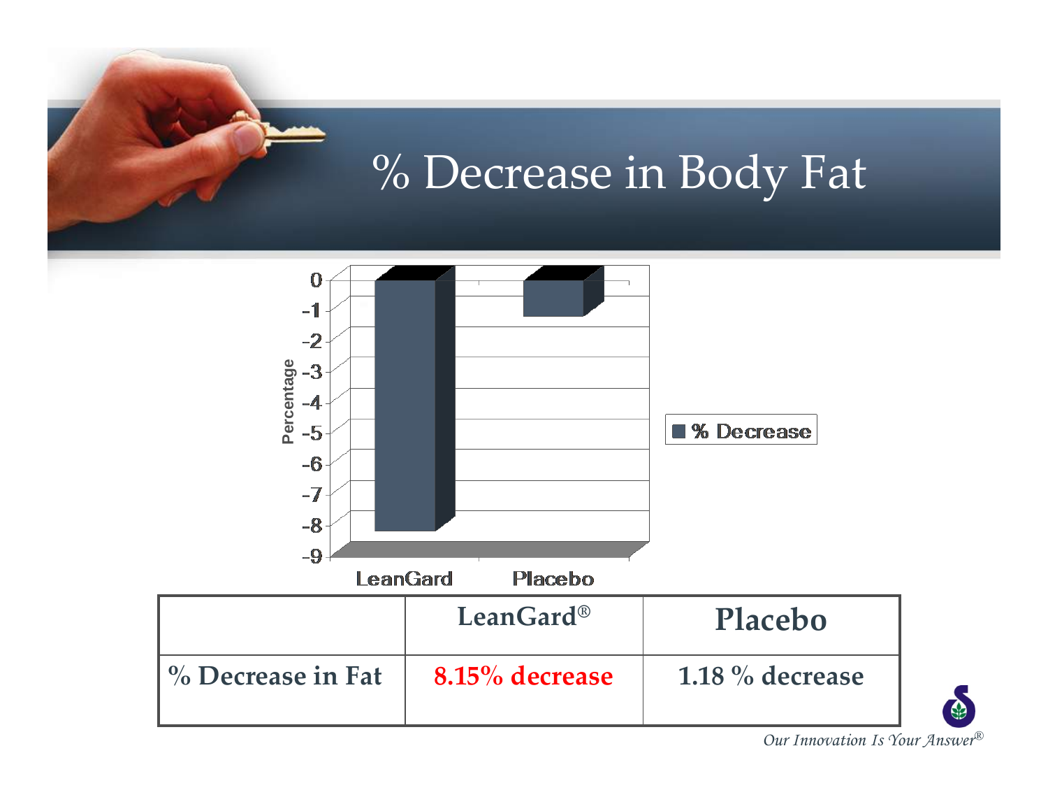# % Decrease in Body Fat

|  | LeanGard® | Placebo |
|---|---|---|
| % Decrease in Fat | 8.15% decrease | 1.18 % decrease |

*Our Innovation Is Your Answer®*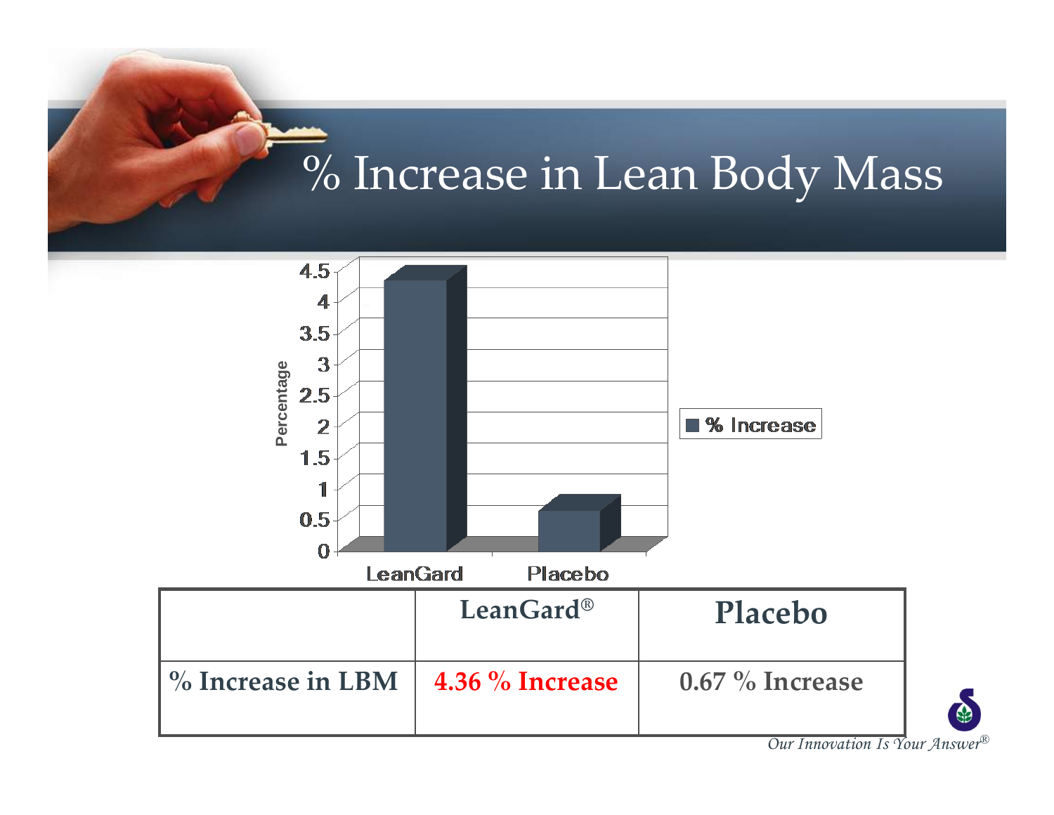# % Increase in Lean Body Mass

| | LeanGard® | Placebo |
|---|---|---|
| % Increase in LBM | 4.36 % Increase | 0.67 % Increase |

*Our Innovation Is Your Answer®*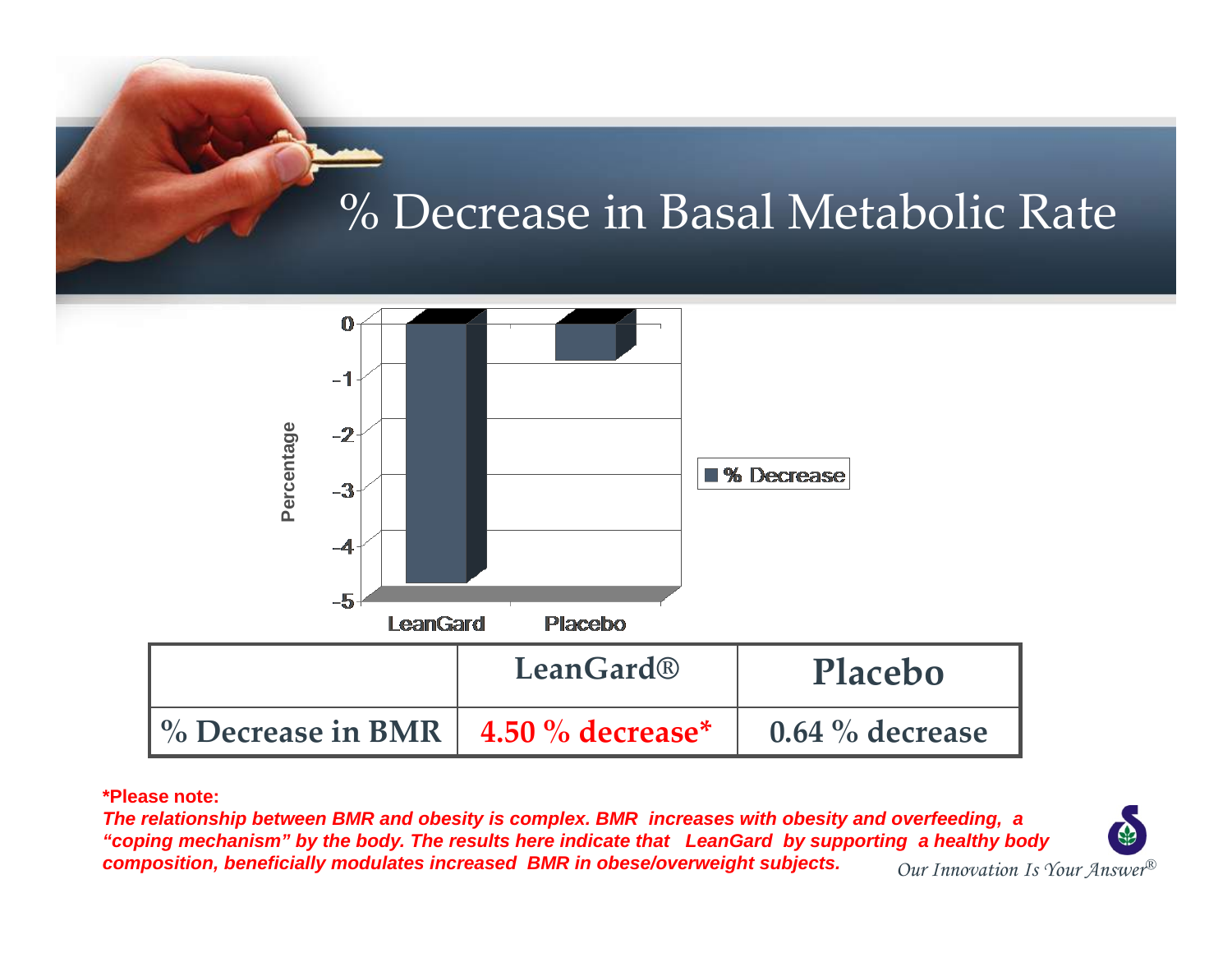# % Decrease in Basal Metabolic Rate

|  | LeanGard® | Placebo |
|---|---|---|
| % Decrease in BMR | 4.50 % decrease* | 0.64 % decrease |

***Please note:**

***The relationship between BMR and obesity is complex. BMR increases with obesity and overfeeding, a "coping mechanism" by the body. The results here indicate that LeanGard by supporting a healthy body composition, beneficially modulates increased BMR in obese/overweight subjects.***

*Our Innovation Is Your Answer®*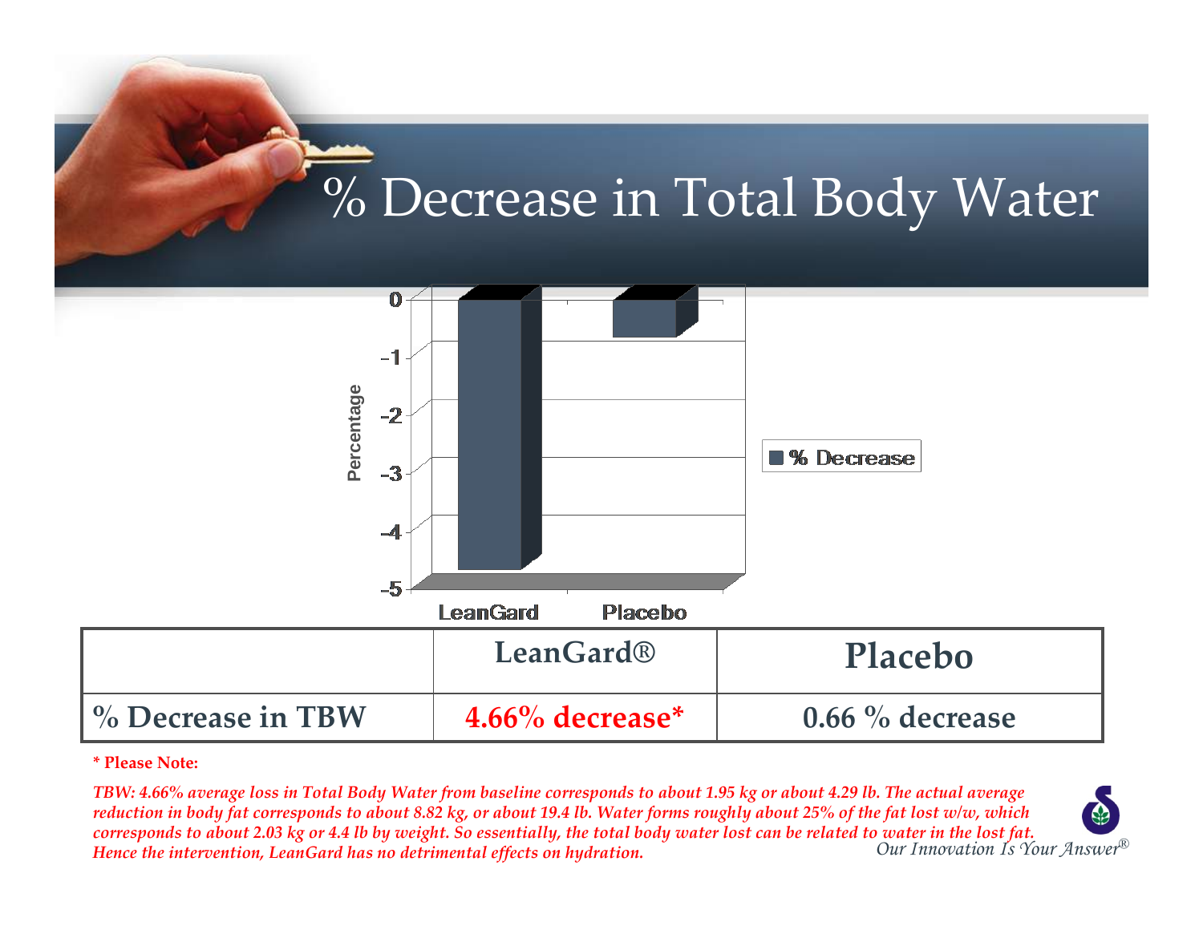# % Decrease in Total Body Water

| | LeanGard® | Placebo |
|---|---|---|
| % Decrease in TBW | **4.66% decrease*** | 0.66 % decrease |

**\* Please Note:**

*TBW: 4.66% average loss in Total Body Water from baseline corresponds to about 1.95 kg or about 4.29 lb. The actual average reduction in body fat corresponds to about 8.82 kg, or about 19.4 lb. Water forms roughly about 25% of the fat lost w/w, which corresponds to about 2.03 kg or 4.4 lb by weight. So essentially, the total body water lost can be related to water in the lost fat. Hence the intervention, LeanGard has no detrimental effects on hydration.*

*Our Innovation Is Your Answer®*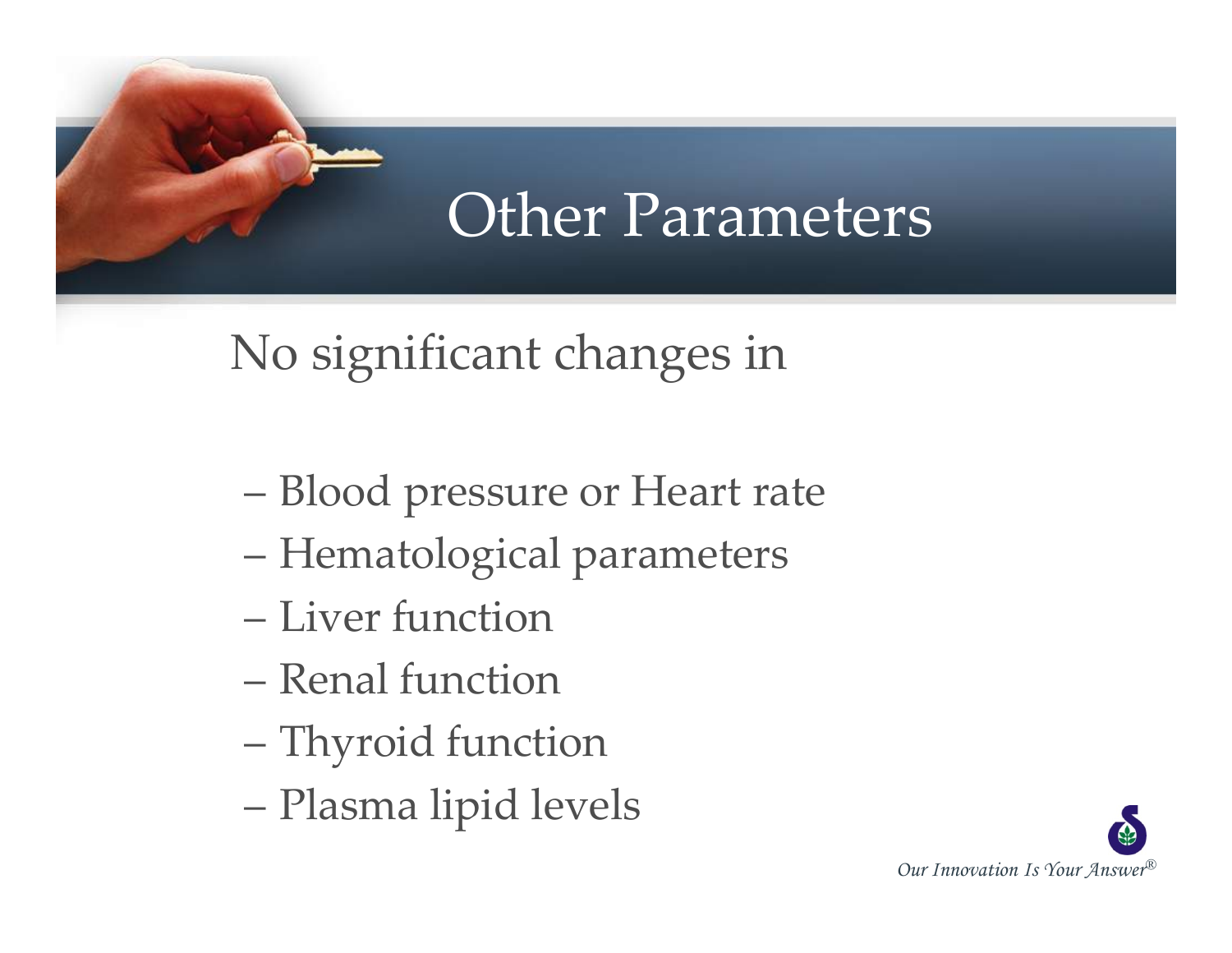# Other Parameters

No significant changes in

- Blood pressure or Heart rate
- Hematological parameters
- Liver function
- Renal function
- Thyroid function
- Plasma lipid levels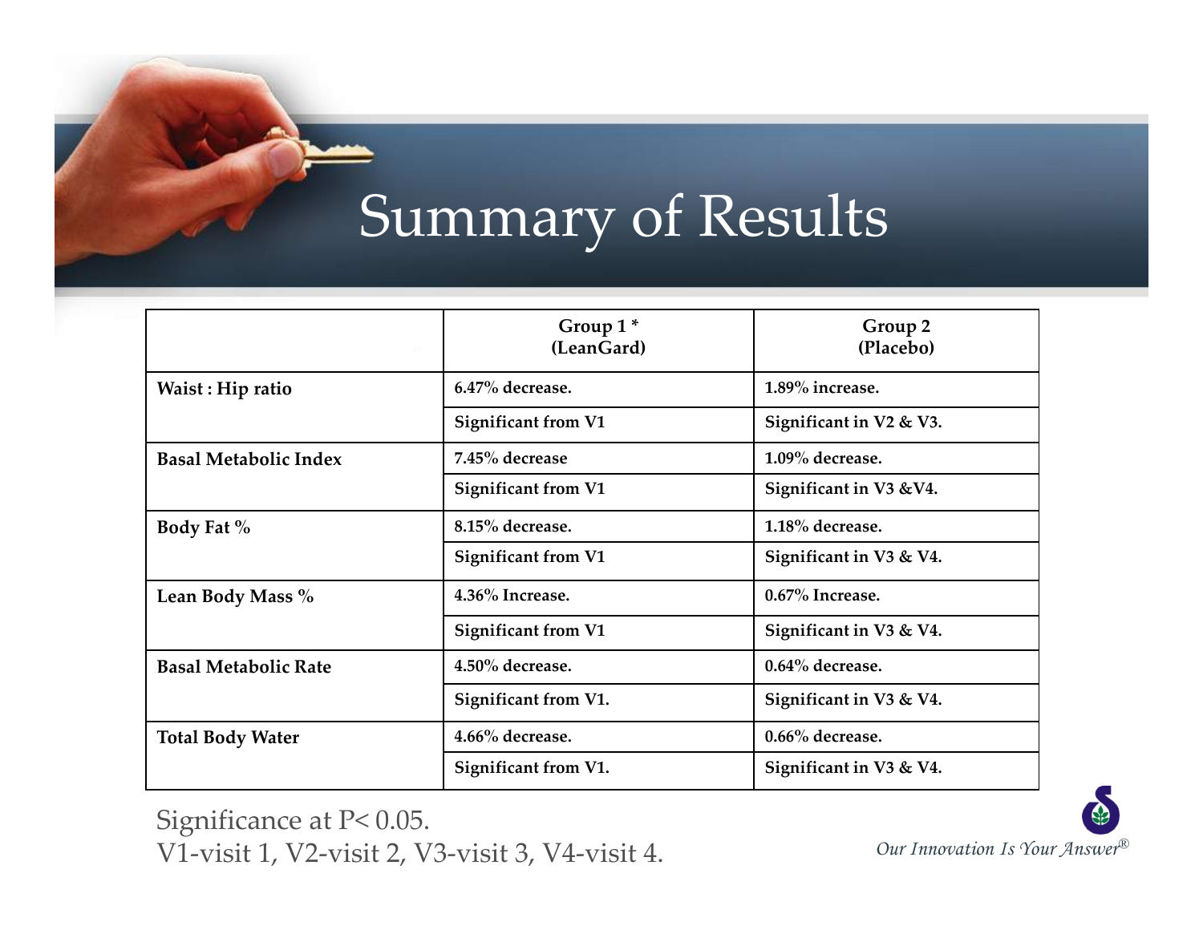# Summary of Results

| | Group 1 * (LeanGard) | Group 2 (Placebo) |
|---|---|---|
| **Waist : Hip ratio** | **6.47% decrease.** | **1.89% increase.** |
| | **Significant from V1** | **Significant in V2 & V3.** |
| **Basal Metabolic Index** | **7.45% decrease** | **1.09% decrease.** |
| | **Significant from V1** | **Significant in V3 &V4.** |
| **Body Fat %** | **8.15% decrease.** | **1.18% decrease.** |
| | **Significant from V1** | **Significant in V3 & V4.** |
| **Lean Body Mass %** | **4.36% Increase.** | **0.67% Increase.** |
| | **Significant from V1** | **Significant in V3 & V4.** |
| **Basal Metabolic Rate** | **4.50% decrease.** | **0.64% decrease.** |
| | **Significant from V1.** | **Significant in V3 & V4.** |
| **Total Body Water** | **4.66% decrease.** | **0.66% decrease.** |
| | **Significant from V1.** | **Significant in V3 & V4.** |

Significance at P< 0.05.
V1-visit 1, V2-visit 2, V3-visit 3, V4-visit 4.

*Our Innovation Is Your Answer®*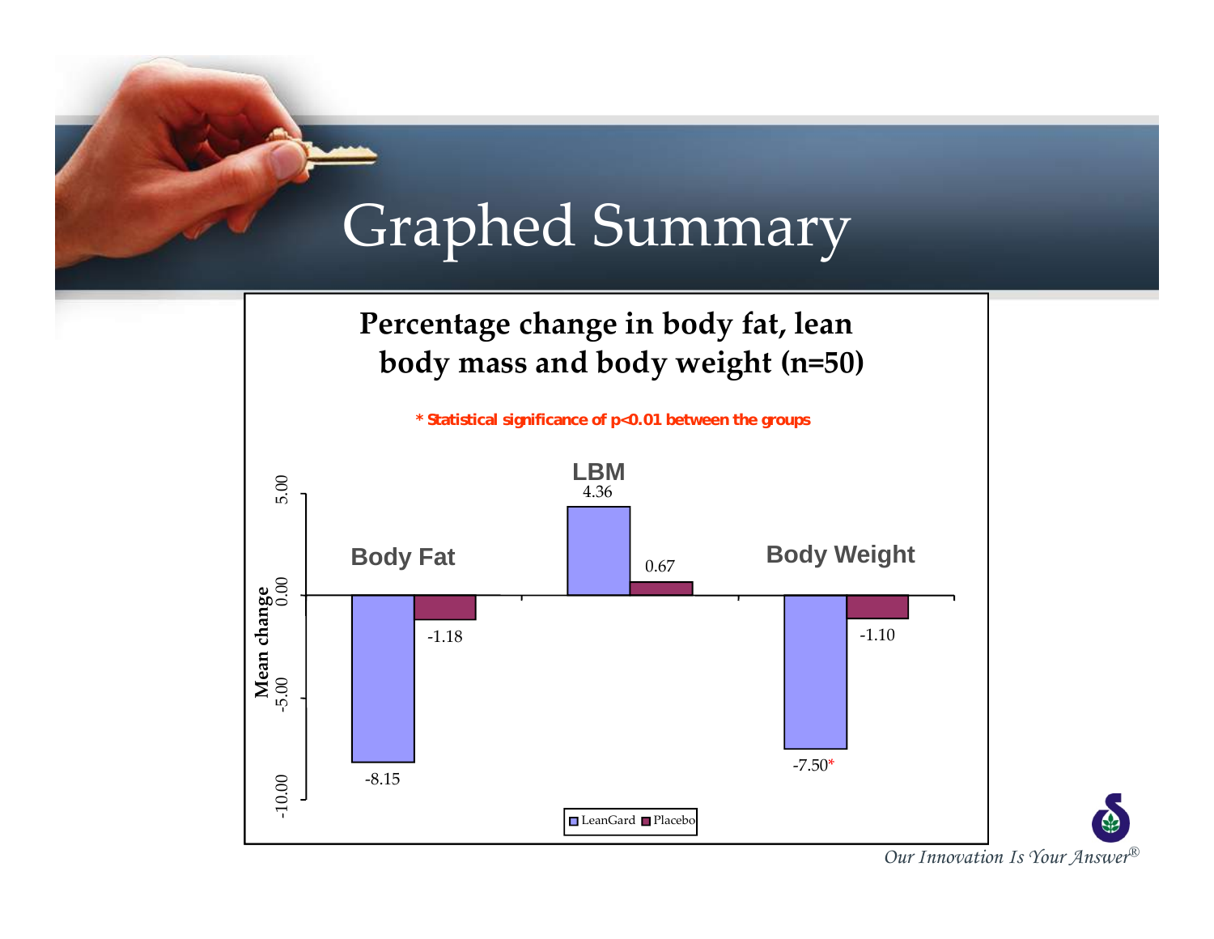# Graphed Summary

**Percentage change in body fat, lean body mass and body weight (n=50)**

* Statistical significance of $p<0.01$ between the groups

| Mean change | LeanGard | Placebo |
|---|---|---|
| Body Fat | -8.15 | -1.18 |
| LBM | 4.36 | 0.67 |
| Body Weight | -7.50* | -1.10 |

*Our Innovation Is Your Answer®*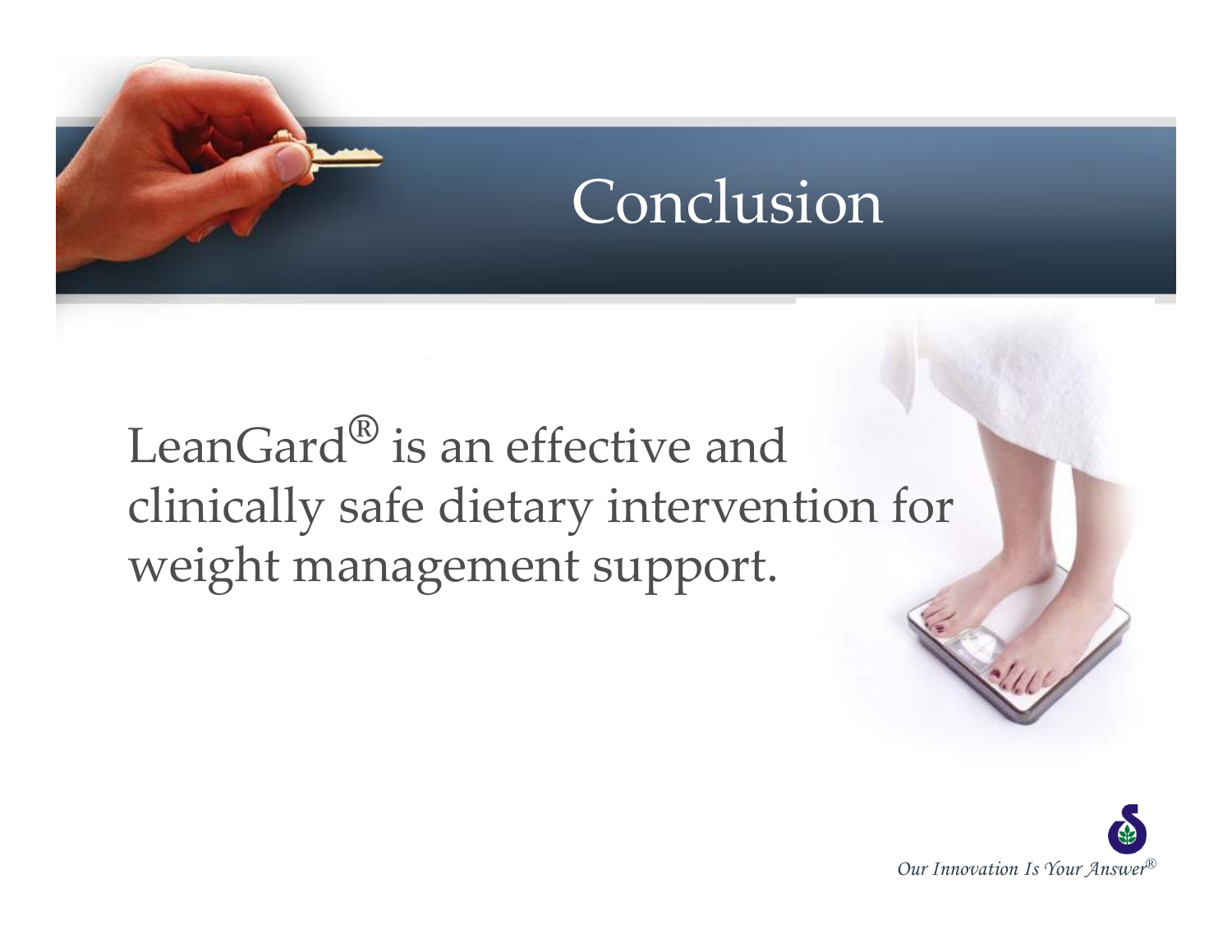# Conclusion

LeanGard® is an effective and clinically safe dietary intervention for weight management support.

*Our Innovation Is Your Answer®*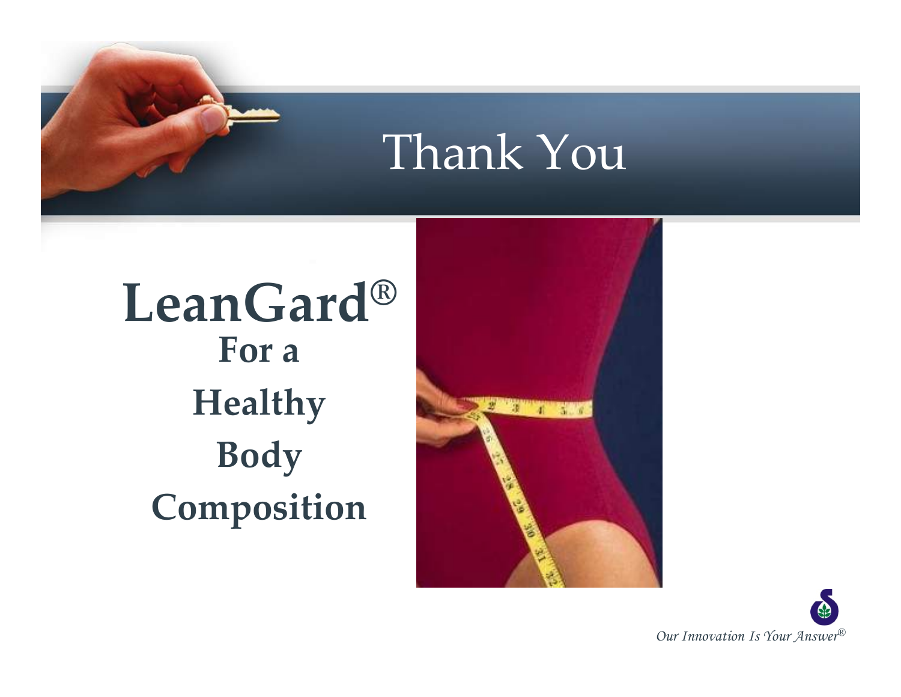# Thank You

## LeanGard®

**For a**

**Healthy**

**Body**

**Composition**

*Our Innovation Is Your Answer®*